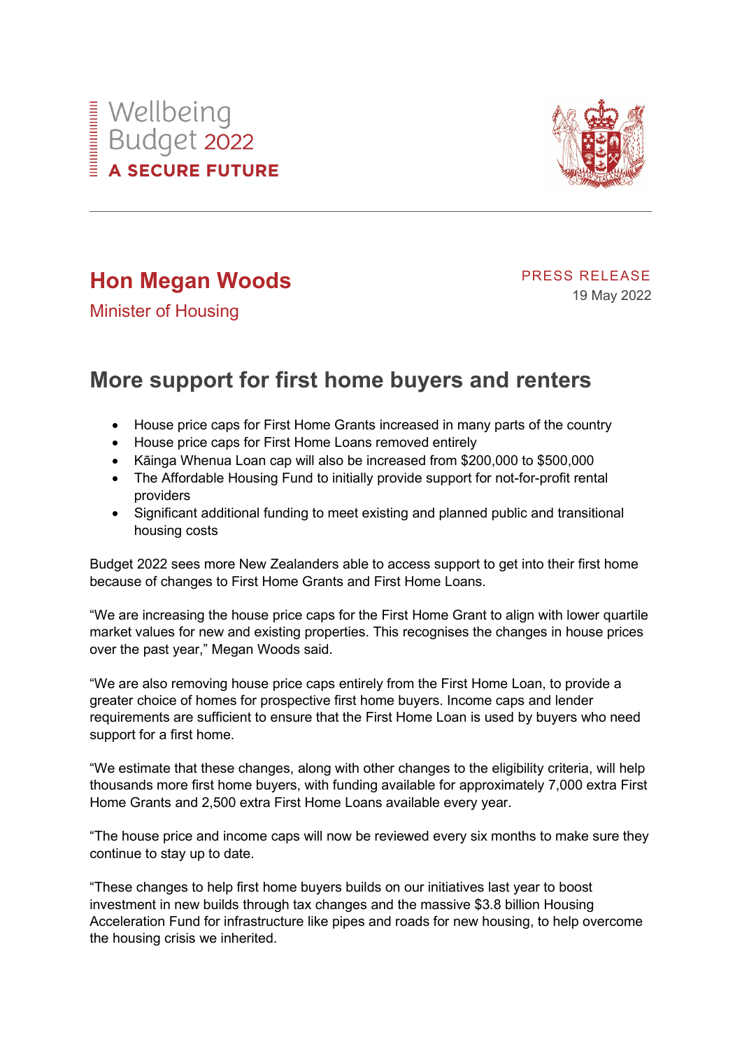Wellbeing Budget 2022

**A SECURE FUTURE**

## Hon Megan Woods

Minister of Housing

PRESS RELEASE

19 May 2022

# More support for first home buyers and renters

- House price caps for First Home Grants increased in many parts of the country
- House price caps for First Home Loans removed entirely
- Kāinga Whenua Loan cap will also be increased from $200,000 to $500,000
- The Affordable Housing Fund to initially provide support for not-for-profit rental providers
- Significant additional funding to meet existing and planned public and transitional housing costs

Budget 2022 sees more New Zealanders able to access support to get into their first home because of changes to First Home Grants and First Home Loans.

"We are increasing the house price caps for the First Home Grant to align with lower quartile market values for new and existing properties. This recognises the changes in house prices over the past year," Megan Woods said.

"We are also removing house price caps entirely from the First Home Loan, to provide a greater choice of homes for prospective first home buyers. Income caps and lender requirements are sufficient to ensure that the First Home Loan is used by buyers who need support for a first home.

"We estimate that these changes, along with other changes to the eligibility criteria, will help thousands more first home buyers, with funding available for approximately 7,000 extra First Home Grants and 2,500 extra First Home Loans available every year.

"The house price and income caps will now be reviewed every six months to make sure they continue to stay up to date.

"These changes to help first home buyers builds on our initiatives last year to boost investment in new builds through tax changes and the massive $3.8 billion Housing Acceleration Fund for infrastructure like pipes and roads for new housing, to help overcome the housing crisis we inherited.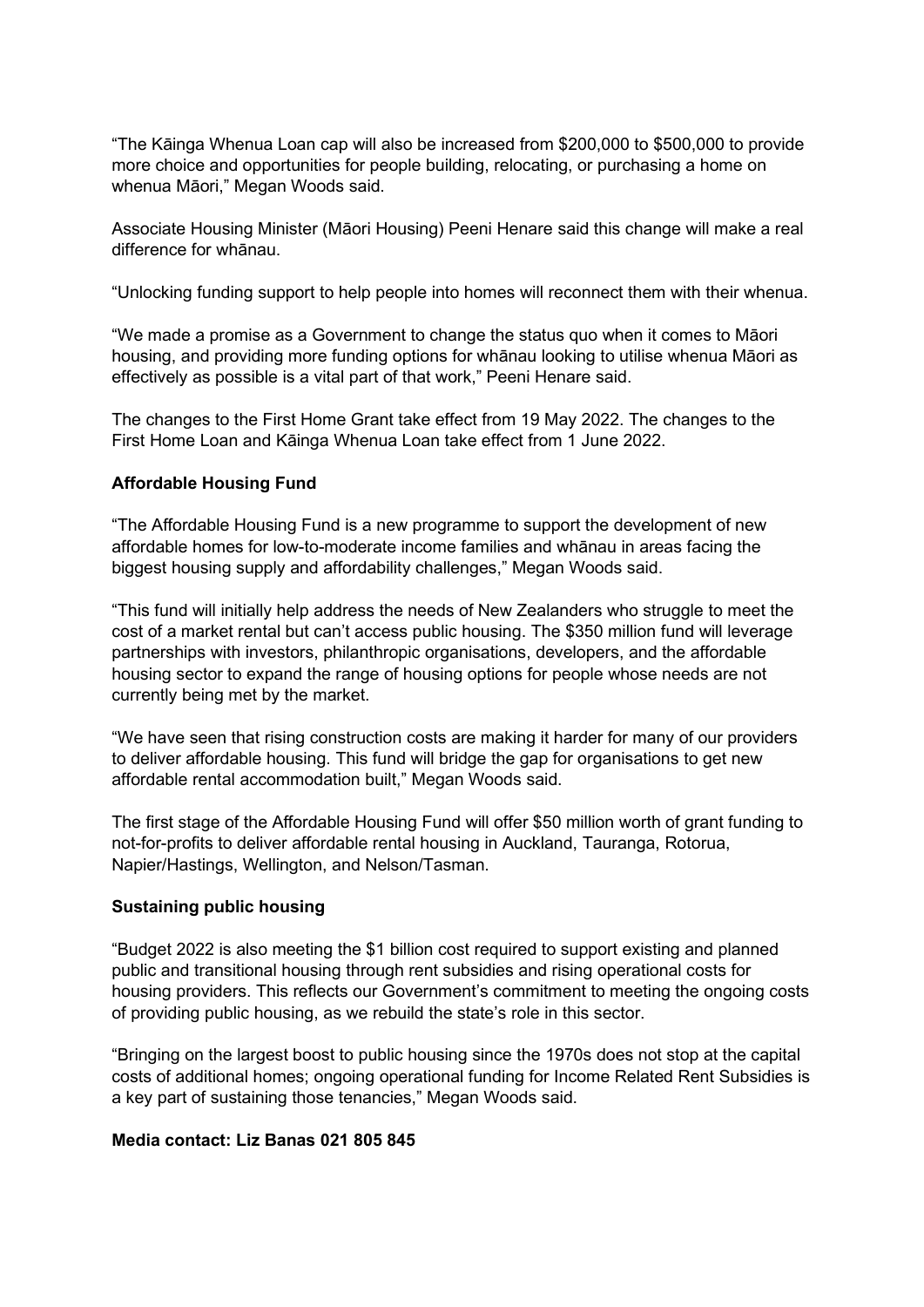"The Kāinga Whenua Loan cap will also be increased from $200,000 to $500,000 to provide more choice and opportunities for people building, relocating, or purchasing a home on whenua Māori," Megan Woods said.

Associate Housing Minister (Māori Housing) Peeni Henare said this change will make a real difference for whānau.

"Unlocking funding support to help people into homes will reconnect them with their whenua.

"We made a promise as a Government to change the status quo when it comes to Māori housing, and providing more funding options for whānau looking to utilise whenua Māori as effectively as possible is a vital part of that work," Peeni Henare said.

The changes to the First Home Grant take effect from 19 May 2022. The changes to the First Home Loan and Kāinga Whenua Loan take effect from 1 June 2022.

**Affordable Housing Fund**

"The Affordable Housing Fund is a new programme to support the development of new affordable homes for low-to-moderate income families and whānau in areas facing the biggest housing supply and affordability challenges," Megan Woods said.

"This fund will initially help address the needs of New Zealanders who struggle to meet the cost of a market rental but can't access public housing. The $350 million fund will leverage partnerships with investors, philanthropic organisations, developers, and the affordable housing sector to expand the range of housing options for people whose needs are not currently being met by the market.

"We have seen that rising construction costs are making it harder for many of our providers to deliver affordable housing. This fund will bridge the gap for organisations to get new affordable rental accommodation built," Megan Woods said.

The first stage of the Affordable Housing Fund will offer $50 million worth of grant funding to not-for-profits to deliver affordable rental housing in Auckland, Tauranga, Rotorua, Napier/Hastings, Wellington, and Nelson/Tasman.

**Sustaining public housing**

"Budget 2022 is also meeting the $1 billion cost required to support existing and planned public and transitional housing through rent subsidies and rising operational costs for housing providers. This reflects our Government's commitment to meeting the ongoing costs of providing public housing, as we rebuild the state's role in this sector.

"Bringing on the largest boost to public housing since the 1970s does not stop at the capital costs of additional homes; ongoing operational funding for Income Related Rent Subsidies is a key part of sustaining those tenancies," Megan Woods said.

**Media contact: Liz Banas 021 805 845**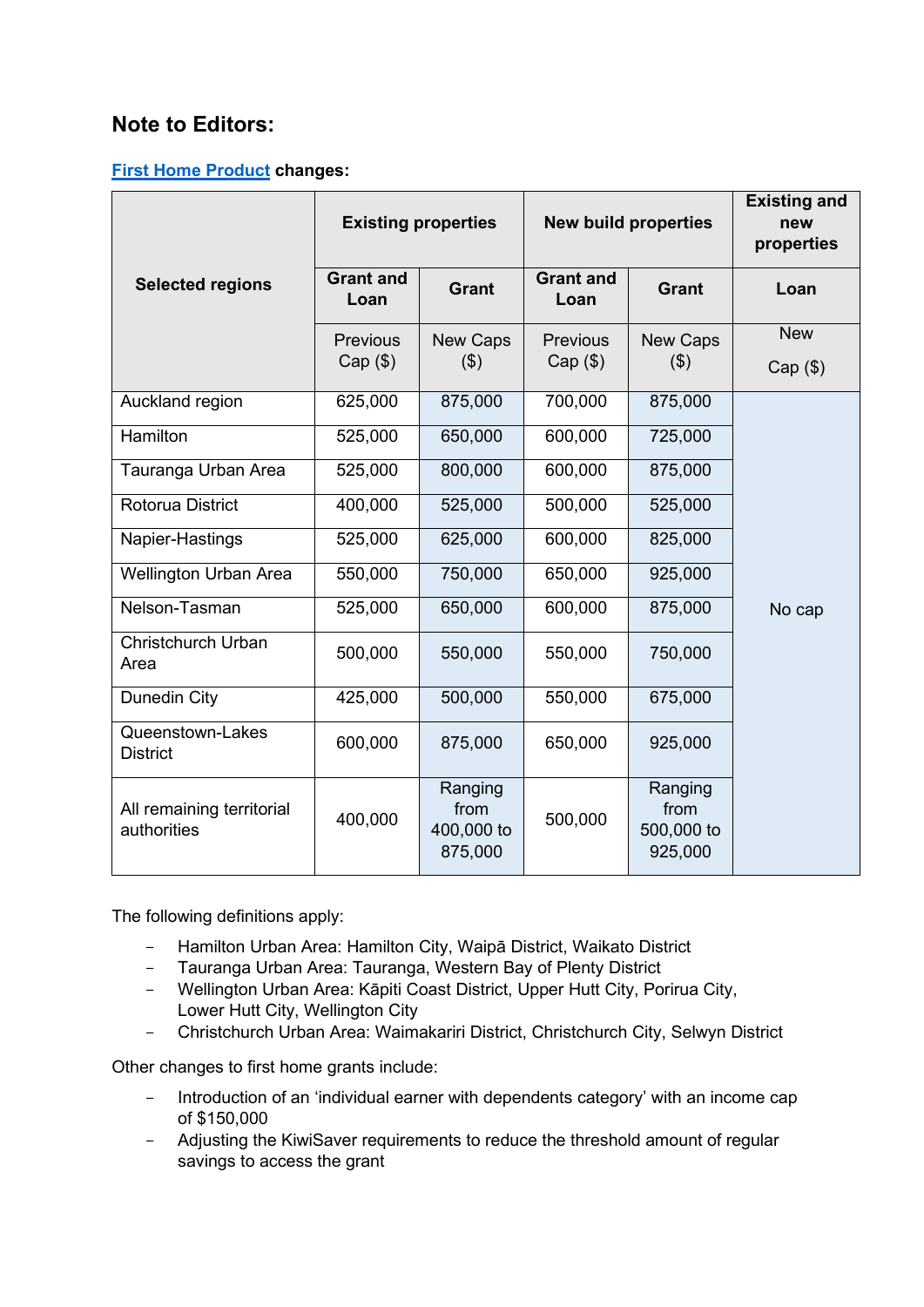## Note to Editors:

**First Home Product changes:**

| Selected regions | Existing properties | | New build properties | | Existing and new properties |
|---|---|---|---|---|---|
| | Grant and Loan | Grant | Grant and Loan | Grant | Loan |
| | Previous Cap ($) | New Caps ($) | Previous Cap ($) | New Caps ($) | New Cap ($) |
| Auckland region | 625,000 | 875,000 | 700,000 | 875,000 | No cap |
| Hamilton | 525,000 | 650,000 | 600,000 | 725,000 | |
| Tauranga Urban Area | 525,000 | 800,000 | 600,000 | 875,000 | |
| Rotorua District | 400,000 | 525,000 | 500,000 | 525,000 | |
| Napier-Hastings | 525,000 | 625,000 | 600,000 | 825,000 | |
| Wellington Urban Area | 550,000 | 750,000 | 650,000 | 925,000 | |
| Nelson-Tasman | 525,000 | 650,000 | 600,000 | 875,000 | |
| Christchurch Urban Area | 500,000 | 550,000 | 550,000 | 750,000 | |
| Dunedin City | 425,000 | 500,000 | 550,000 | 675,000 | |
| Queenstown-Lakes District | 600,000 | 875,000 | 650,000 | 925,000 | |
| All remaining territorial authorities | 400,000 | Ranging from 400,000 to 875,000 | 500,000 | Ranging from 500,000 to 925,000 | |

The following definitions apply:

- Hamilton Urban Area: Hamilton City, Waipā District, Waikato District
- Tauranga Urban Area: Tauranga, Western Bay of Plenty District
- Wellington Urban Area: Kāpiti Coast District, Upper Hutt City, Porirua City, Lower Hutt City, Wellington City
- Christchurch Urban Area: Waimakariri District, Christchurch City, Selwyn District

Other changes to first home grants include:

- Introduction of an 'individual earner with dependents category' with an income cap of $150,000
- Adjusting the KiwiSaver requirements to reduce the threshold amount of regular savings to access the grant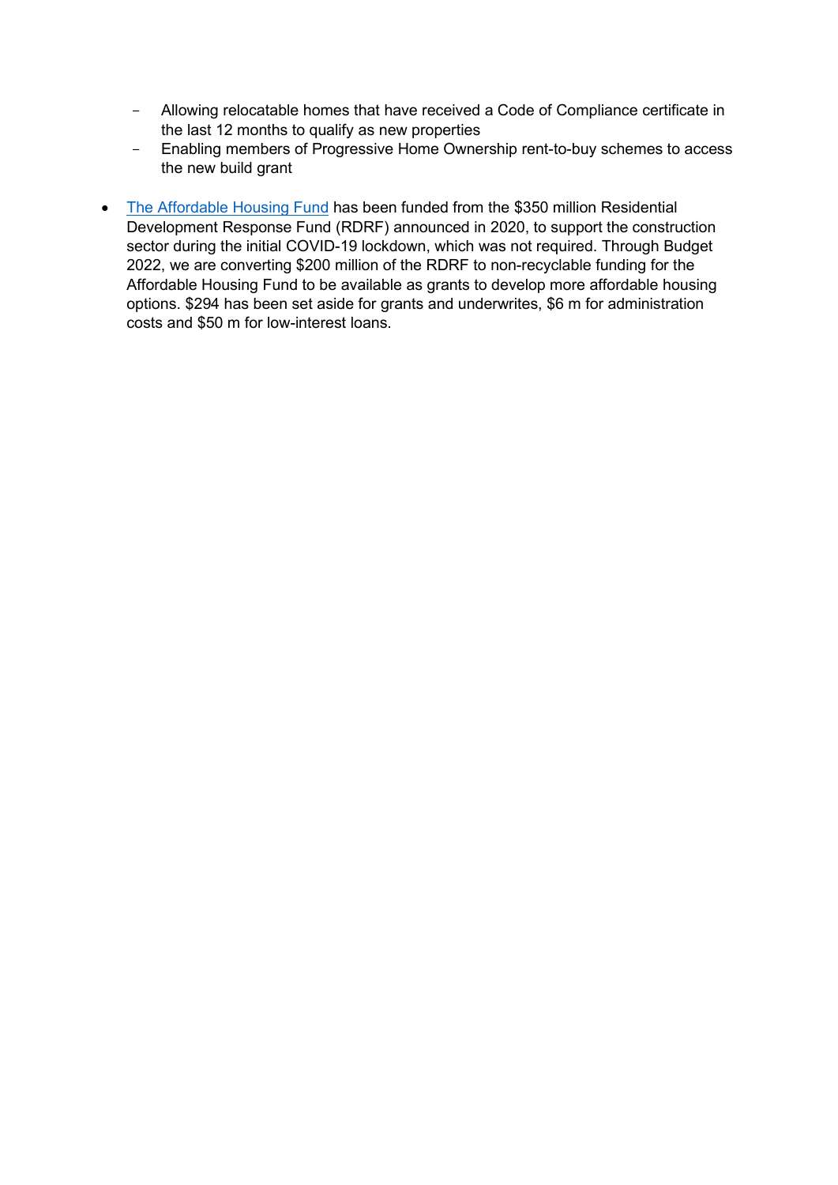- Allowing relocatable homes that have received a Code of Compliance certificate in the last 12 months to qualify as new properties
  - Enabling members of Progressive Home Ownership rent-to-buy schemes to access the new build grant

- The Affordable Housing Fund has been funded from the $350 million Residential Development Response Fund (RDRF) announced in 2020, to support the construction sector during the initial COVID-19 lockdown, which was not required. Through Budget 2022, we are converting $200 million of the RDRF to non-recyclable funding for the Affordable Housing Fund to be available as grants to develop more affordable housing options. $294 has been set aside for grants and underwrites, $6 m for administration costs and $50 m for low-interest loans.